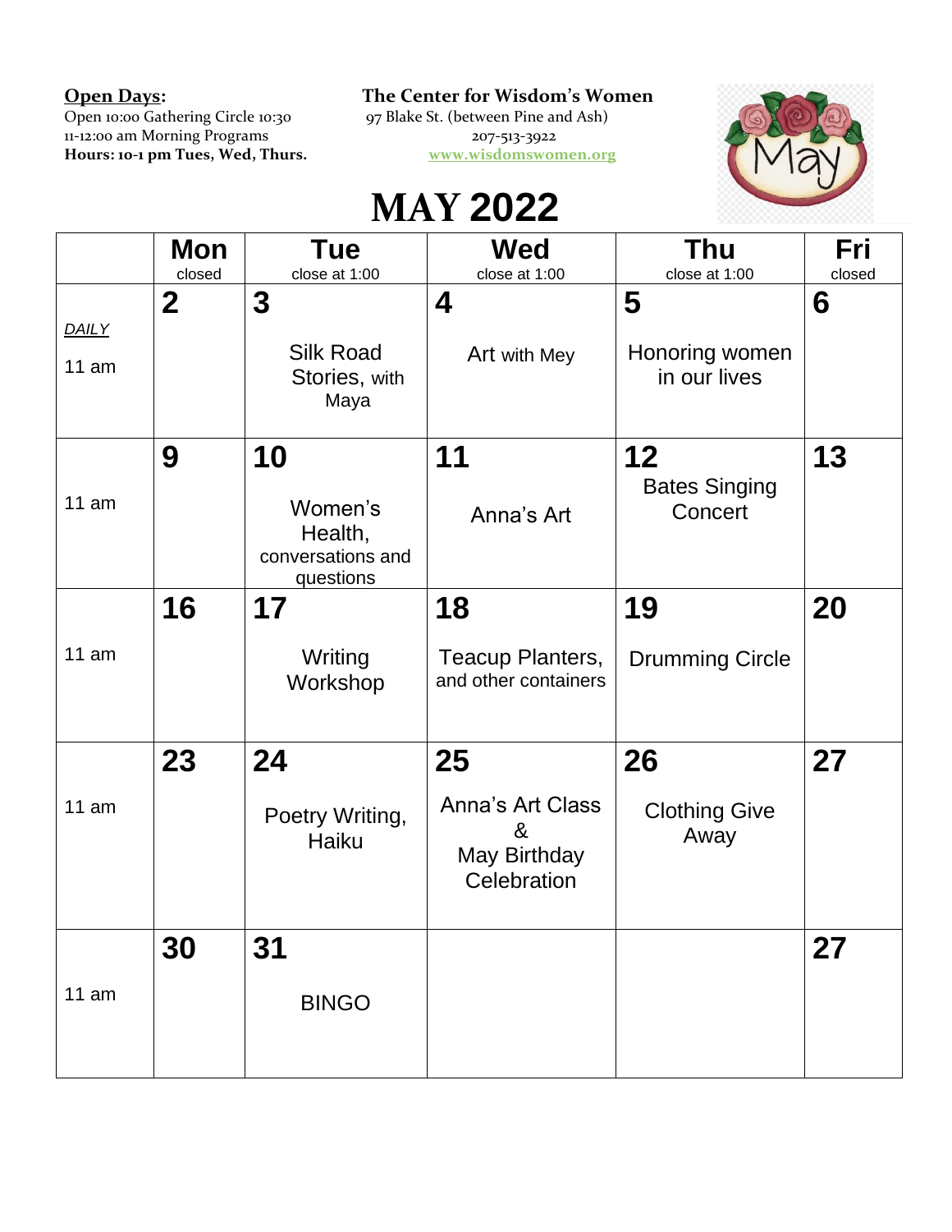**Open Days:**
Open 10:00 Gathering Circle 10:30
11-12:00 am Morning Programs
**Hours: 10-1 pm Tues, Wed, Thurs.**

**The Center for Wisdom's Women**
97 Blake St. (between Pine and Ash)
207-513-3922
www.wisdomswomen.org

# MAY 2022

| | Mon<br>closed | Tue<br>close at 1:00 | Wed<br>close at 1:00 | Thu<br>close at 1:00 | Fri<br>closed |
|---|---|---|---|---|---|
| *DAILY*<br>11 am | **2** | **3**<br>Silk Road Stories, with Maya | **4**<br>Art with Mey | **5**<br>Honoring women in our lives | **6** |
| 11 am | **9** | **10**<br>Women's Health, conversations and questions | **11**<br>Anna's Art | **12**<br>Bates Singing Concert | **13** |
| 11 am | **16** | **17**<br>Writing Workshop | **18**<br>Teacup Planters, and other containers | **19**<br>Drumming Circle | **20** |
| 11 am | **23** | **24**<br>Poetry Writing, Haiku | **25**<br>Anna's Art Class<br>&<br>May Birthday Celebration | **26**<br>Clothing Give Away | **27** |
| 11 am | **30** | **31**<br>BINGO | | | **27** |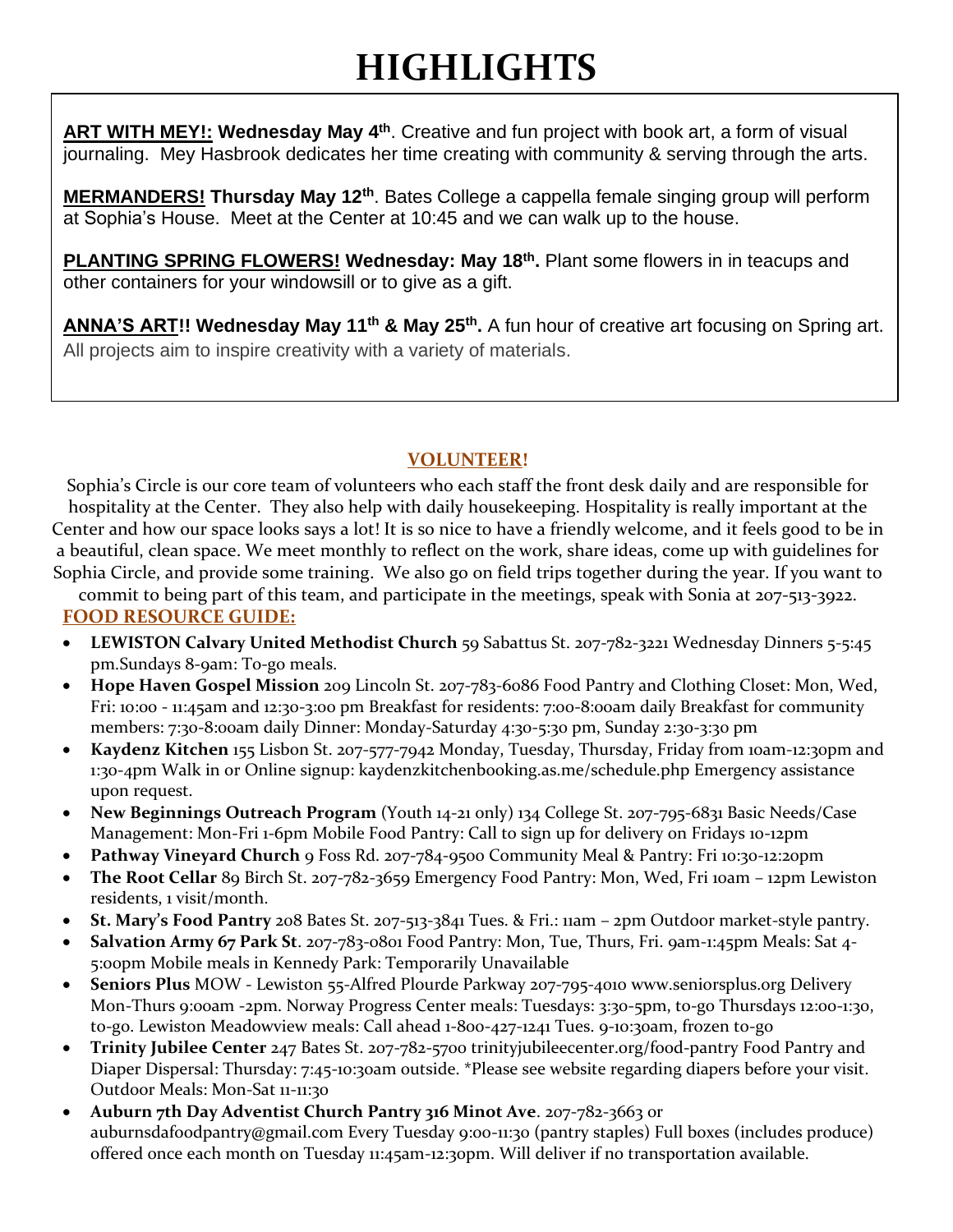# HIGHLIGHTS

**ART WITH MEY!: Wednesday May 4th**. Creative and fun project with book art, a form of visual journaling. Mey Hasbrook dedicates her time creating with community & serving through the arts.

**MERMANDERS! Thursday May 12th**. Bates College a cappella female singing group will perform at Sophia's House. Meet at the Center at 10:45 and we can walk up to the house.

**PLANTING SPRING FLOWERS! Wednesday: May 18th.** Plant some flowers in in teacups and other containers for your windowsill or to give as a gift.

**ANNA'S ART!! Wednesday May 11th & May 25th.** A fun hour of creative art focusing on Spring art. All projects aim to inspire creativity with a variety of materials.

## VOLUNTEER!

Sophia's Circle is our core team of volunteers who each staff the front desk daily and are responsible for hospitality at the Center. They also help with daily housekeeping. Hospitality is really important at the Center and how our space looks says a lot! It is so nice to have a friendly welcome, and it feels good to be in a beautiful, clean space. We meet monthly to reflect on the work, share ideas, come up with guidelines for Sophia Circle, and provide some training. We also go on field trips together during the year. If you want to commit to being part of this team, and participate in the meetings, speak with Sonia at 207-513-3922.

## FOOD RESOURCE GUIDE:

- **LEWISTON Calvary United Methodist Church** 59 Sabattus St. 207-782-3221 Wednesday Dinners 5-5:45 pm.Sundays 8-9am: To-go meals.
- **Hope Haven Gospel Mission** 209 Lincoln St. 207-783-6086 Food Pantry and Clothing Closet: Mon, Wed, Fri: 10:00 - 11:45am and 12:30-3:00 pm Breakfast for residents: 7:00-8:00am daily Breakfast for community members: 7:30-8:00am daily Dinner: Monday-Saturday 4:30-5:30 pm, Sunday 2:30-3:30 pm
- **Kaydenz Kitchen** 155 Lisbon St. 207-577-7942 Monday, Tuesday, Thursday, Friday from 10am-12:30pm and 1:30-4pm Walk in or Online signup: kaydenzkitchenbooking.as.me/schedule.php Emergency assistance upon request.
- **New Beginnings Outreach Program** (Youth 14-21 only) 134 College St. 207-795-6831 Basic Needs/Case Management: Mon-Fri 1-6pm Mobile Food Pantry: Call to sign up for delivery on Fridays 10-12pm
- **Pathway Vineyard Church** 9 Foss Rd. 207-784-9500 Community Meal & Pantry: Fri 10:30-12:20pm
- **The Root Cellar** 89 Birch St. 207-782-3659 Emergency Food Pantry: Mon, Wed, Fri 10am – 12pm Lewiston residents, 1 visit/month.
- **St. Mary's Food Pantry** 208 Bates St. 207-513-3841 Tues. & Fri.: 11am – 2pm Outdoor market-style pantry.
- **Salvation Army 67 Park St**. 207-783-0801 Food Pantry: Mon, Tue, Thurs, Fri. 9am-1:45pm Meals: Sat 4-5:00pm Mobile meals in Kennedy Park: Temporarily Unavailable
- **Seniors Plus** MOW - Lewiston 55-Alfred Plourde Parkway 207-795-4010 www.seniorsplus.org Delivery Mon-Thurs 9:00am -2pm. Norway Progress Center meals: Tuesdays: 3:30-5pm, to-go Thursdays 12:00-1:30, to-go. Lewiston Meadowview meals: Call ahead 1-800-427-1241 Tues. 9-10:30am, frozen to-go
- **Trinity Jubilee Center** 247 Bates St. 207-782-5700 trinityjubileecenter.org/food-pantry Food Pantry and Diaper Dispersal: Thursday: 7:45-10:30am outside. *Please see website regarding diapers before your visit. Outdoor Meals: Mon-Sat 11-11:30
- **Auburn 7th Day Adventist Church Pantry 316 Minot Ave**. 207-782-3663 or auburnsdafoodpantry@gmail.com Every Tuesday 9:00-11:30 (pantry staples) Full boxes (includes produce) offered once each month on Tuesday 11:45am-12:30pm. Will deliver if no transportation available.